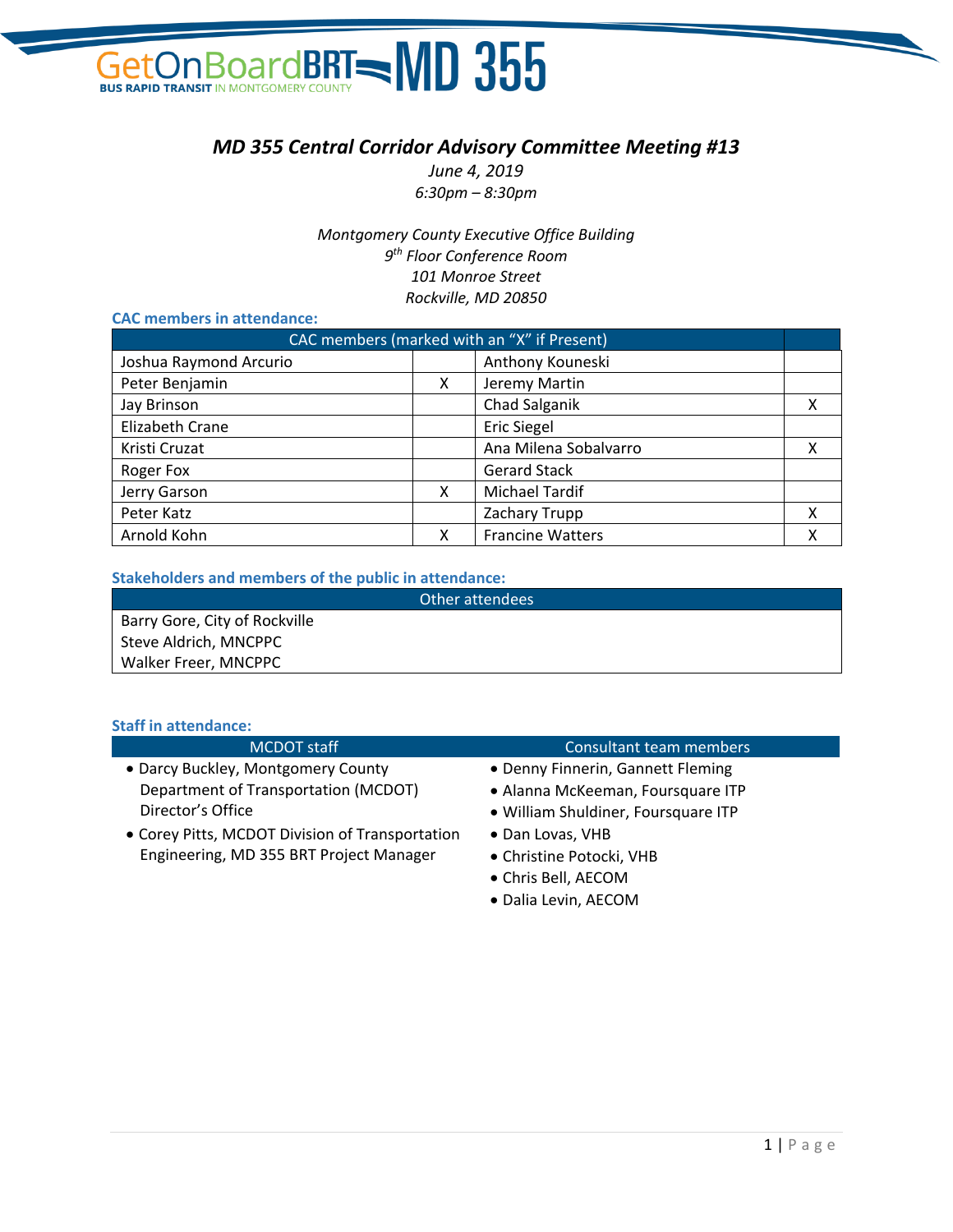GetOnBoardBRT MD 355
BUS RAPID TRANSIT IN MONTGOMERY COUNTY

# *MD 355 Central Corridor Advisory Committee Meeting #13*

*June 4, 2019*
*6:30pm – 8:30pm*

*Montgomery County Executive Office Building*
*9th Floor Conference Room*
*101 Monroe Street*
*Rockville, MD 20850*

### CAC members in attendance:

| CAC members (marked with an "X" if Present) | | | |
|---|---|---|---|
| Joshua Raymond Arcurio | | Anthony Kouneski | |
| Peter Benjamin | X | Jeremy Martin | |
| Jay Brinson | | Chad Salganik | X |
| Elizabeth Crane | | Eric Siegel | |
| Kristi Cruzat | | Ana Milena Sobalvarro | X |
| Roger Fox | | Gerard Stack | |
| Jerry Garson | X | Michael Tardif | |
| Peter Katz | | Zachary Trupp | X |
| Arnold Kohn | X | Francine Watters | X |

### Stakeholders and members of the public in attendance:

| Other attendees |
|---|
| Barry Gore, City of Rockville |
| Steve Aldrich, MNCPPC |
| Walker Freer, MNCPPC |

### Staff in attendance:

**MCDOT staff**

- Darcy Buckley, Montgomery County Department of Transportation (MCDOT) Director's Office
- Corey Pitts, MCDOT Division of Transportation Engineering, MD 355 BRT Project Manager

**Consultant team members**

- Denny Finnerin, Gannett Fleming
- Alanna McKeeman, Foursquare ITP
- William Shuldiner, Foursquare ITP
- Dan Lovas, VHB
- Christine Potocki, VHB
- Chris Bell, AECOM
- Dalia Levin, AECOM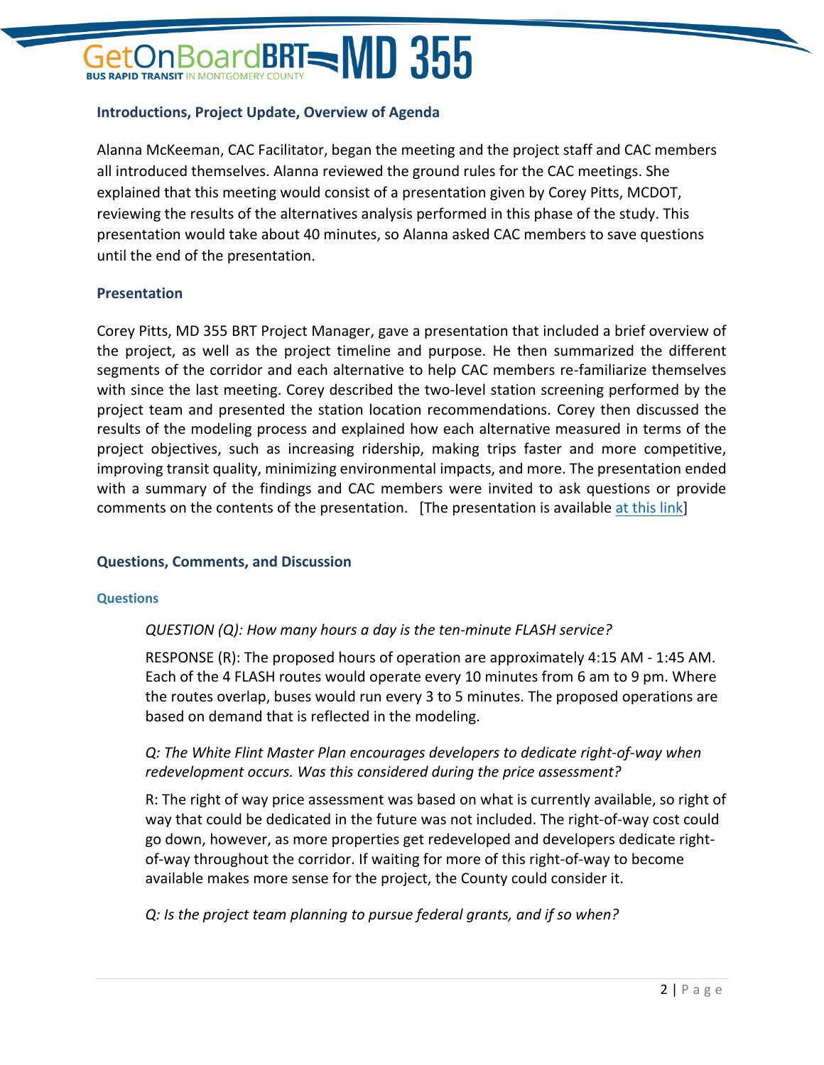## Introductions, Project Update, Overview of Agenda

Alanna McKeeman, CAC Facilitator, began the meeting and the project staff and CAC members all introduced themselves. Alanna reviewed the ground rules for the CAC meetings. She explained that this meeting would consist of a presentation given by Corey Pitts, MCDOT, reviewing the results of the alternatives analysis performed in this phase of the study. This presentation would take about 40 minutes, so Alanna asked CAC members to save questions until the end of the presentation.

## Presentation

Corey Pitts, MD 355 BRT Project Manager, gave a presentation that included a brief overview of the project, as well as the project timeline and purpose. He then summarized the different segments of the corridor and each alternative to help CAC members re-familiarize themselves with since the last meeting. Corey described the two-level station screening performed by the project team and presented the station location recommendations. Corey then discussed the results of the modeling process and explained how each alternative measured in terms of the project objectives, such as increasing ridership, making trips faster and more competitive, improving transit quality, minimizing environmental impacts, and more. The presentation ended with a summary of the findings and CAC members were invited to ask questions or provide comments on the contents of the presentation. [The presentation is available at this link]

## Questions, Comments, and Discussion

### Questions

*QUESTION (Q): How many hours a day is the ten-minute FLASH service?*

RESPONSE (R): The proposed hours of operation are approximately 4:15 AM - 1:45 AM. Each of the 4 FLASH routes would operate every 10 minutes from 6 am to 9 pm. Where the routes overlap, buses would run every 3 to 5 minutes. The proposed operations are based on demand that is reflected in the modeling.

*Q: The White Flint Master Plan encourages developers to dedicate right-of-way when redevelopment occurs. Was this considered during the price assessment?*

R: The right of way price assessment was based on what is currently available, so right of way that could be dedicated in the future was not included. The right-of-way cost could go down, however, as more properties get redeveloped and developers dedicate right-of-way throughout the corridor. If waiting for more of this right-of-way to become available makes more sense for the project, the County could consider it.

*Q: Is the project team planning to pursue federal grants, and if so when?*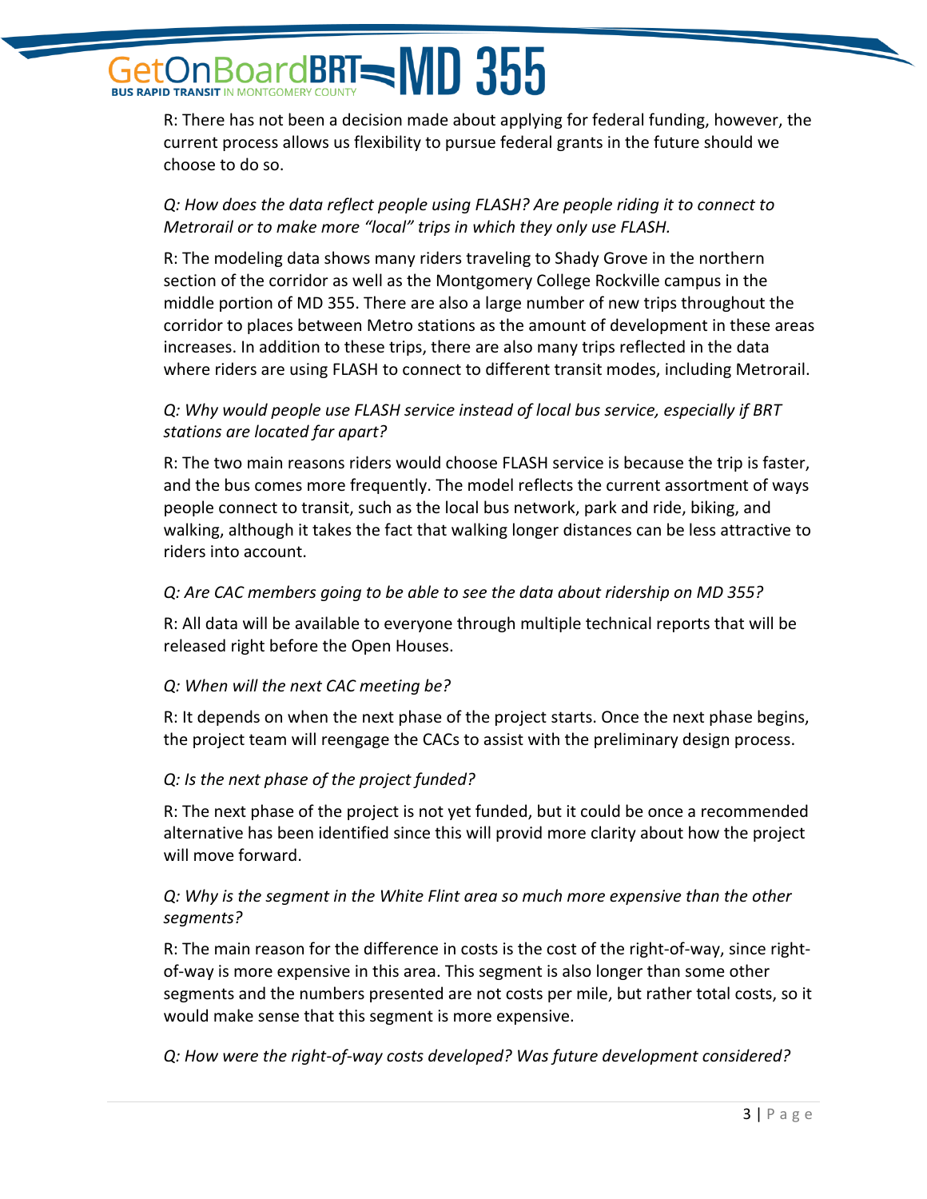R: There has not been a decision made about applying for federal funding, however, the current process allows us flexibility to pursue federal grants in the future should we choose to do so.

*Q: How does the data reflect people using FLASH? Are people riding it to connect to Metrorail or to make more "local" trips in which they only use FLASH.*

R: The modeling data shows many riders traveling to Shady Grove in the northern section of the corridor as well as the Montgomery College Rockville campus in the middle portion of MD 355. There are also a large number of new trips throughout the corridor to places between Metro stations as the amount of development in these areas increases. In addition to these trips, there are also many trips reflected in the data where riders are using FLASH to connect to different transit modes, including Metrorail.

*Q: Why would people use FLASH service instead of local bus service, especially if BRT stations are located far apart?*

R: The two main reasons riders would choose FLASH service is because the trip is faster, and the bus comes more frequently. The model reflects the current assortment of ways people connect to transit, such as the local bus network, park and ride, biking, and walking, although it takes the fact that walking longer distances can be less attractive to riders into account.

*Q: Are CAC members going to be able to see the data about ridership on MD 355?*

R: All data will be available to everyone through multiple technical reports that will be released right before the Open Houses.

*Q: When will the next CAC meeting be?*

R: It depends on when the next phase of the project starts. Once the next phase begins, the project team will reengage the CACs to assist with the preliminary design process.

*Q: Is the next phase of the project funded?*

R: The next phase of the project is not yet funded, but it could be once a recommended alternative has been identified since this will provid more clarity about how the project will move forward.

*Q: Why is the segment in the White Flint area so much more expensive than the other segments?*

R: The main reason for the difference in costs is the cost of the right-of-way, since right-of-way is more expensive in this area. This segment is also longer than some other segments and the numbers presented are not costs per mile, but rather total costs, so it would make sense that this segment is more expensive.

*Q: How were the right-of-way costs developed? Was future development considered?*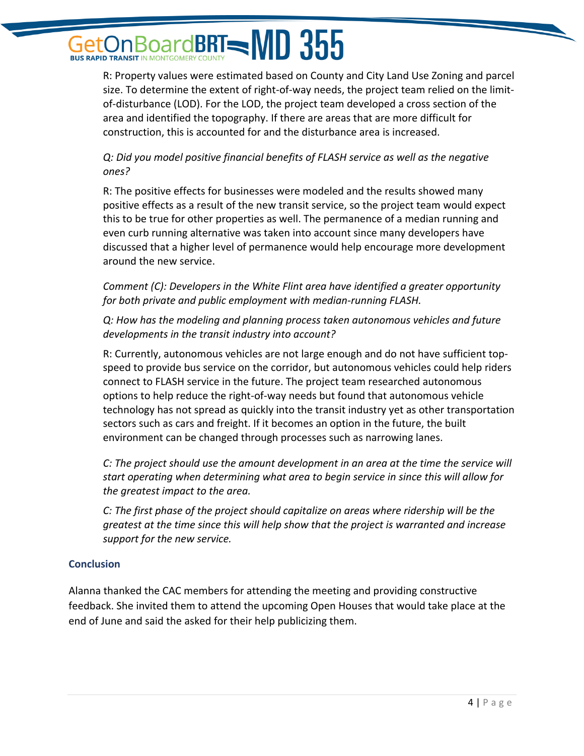R: Property values were estimated based on County and City Land Use Zoning and parcel size. To determine the extent of right-of-way needs, the project team relied on the limit-of-disturbance (LOD). For the LOD, the project team developed a cross section of the area and identified the topography. If there are areas that are more difficult for construction, this is accounted for and the disturbance area is increased.

*Q: Did you model positive financial benefits of FLASH service as well as the negative ones?*

R: The positive effects for businesses were modeled and the results showed many positive effects as a result of the new transit service, so the project team would expect this to be true for other properties as well. The permanence of a median running and even curb running alternative was taken into account since many developers have discussed that a higher level of permanence would help encourage more development around the new service.

*Comment (C): Developers in the White Flint area have identified a greater opportunity for both private and public employment with median-running FLASH.*

*Q: How has the modeling and planning process taken autonomous vehicles and future developments in the transit industry into account?*

R: Currently, autonomous vehicles are not large enough and do not have sufficient top-speed to provide bus service on the corridor, but autonomous vehicles could help riders connect to FLASH service in the future. The project team researched autonomous options to help reduce the right-of-way needs but found that autonomous vehicle technology has not spread as quickly into the transit industry yet as other transportation sectors such as cars and freight. If it becomes an option in the future, the built environment can be changed through processes such as narrowing lanes.

*C: The project should use the amount development in an area at the time the service will start operating when determining what area to begin service in since this will allow for the greatest impact to the area.*

*C: The first phase of the project should capitalize on areas where ridership will be the greatest at the time since this will help show that the project is warranted and increase support for the new service.*

### Conclusion

Alanna thanked the CAC members for attending the meeting and providing constructive feedback. She invited them to attend the upcoming Open Houses that would take place at the end of June and said the asked for their help publicizing them.